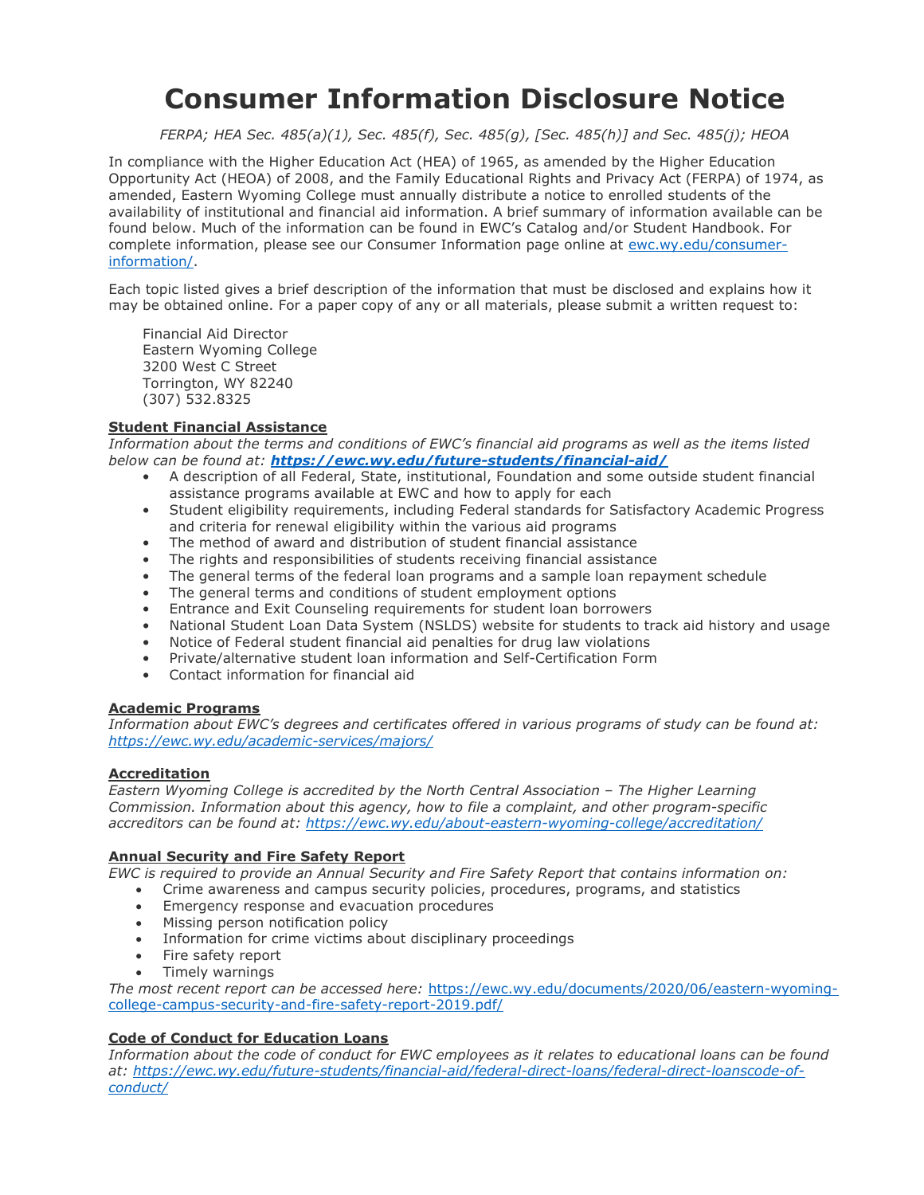# Consumer Information Disclosure Notice

*FERPA; HEA Sec. 485(a)(1), Sec. 485(f), Sec. 485(g), [Sec. 485(h)] and Sec. 485(j); HEOA*

In compliance with the Higher Education Act (HEA) of 1965, as amended by the Higher Education Opportunity Act (HEOA) of 2008, and the Family Educational Rights and Privacy Act (FERPA) of 1974, as amended, Eastern Wyoming College must annually distribute a notice to enrolled students of the availability of institutional and financial aid information. A brief summary of information available can be found below. Much of the information can be found in EWC's Catalog and/or Student Handbook. For complete information, please see our Consumer Information page online at [ewc.wy.edu/consumer-information/](ewc.wy.edu/consumer-information/).

Each topic listed gives a brief description of the information that must be disclosed and explains how it may be obtained online. For a paper copy of any or all materials, please submit a written request to:

Financial Aid Director
Eastern Wyoming College
3200 West C Street
Torrington, WY 82240
(307) 532.8325

**Student Financial Assistance**

*Information about the terms and conditions of EWC's financial aid programs as well as the items listed below can be found at:* ***[https://ewc.wy.edu/future-students/financial-aid/](https://ewc.wy.edu/future-students/financial-aid/)***

- A description of all Federal, State, institutional, Foundation and some outside student financial assistance programs available at EWC and how to apply for each
- Student eligibility requirements, including Federal standards for Satisfactory Academic Progress and criteria for renewal eligibility within the various aid programs
- The method of award and distribution of student financial assistance
- The rights and responsibilities of students receiving financial assistance
- The general terms of the federal loan programs and a sample loan repayment schedule
- The general terms and conditions of student employment options
- Entrance and Exit Counseling requirements for student loan borrowers
- National Student Loan Data System (NSLDS) website for students to track aid history and usage
- Notice of Federal student financial aid penalties for drug law violations
- Private/alternative student loan information and Self-Certification Form
- Contact information for financial aid

**Academic Programs**

*Information about EWC's degrees and certificates offered in various programs of study can be found at: [https://ewc.wy.edu/academic-services/majors/](https://ewc.wy.edu/academic-services/majors/)*

**Accreditation**

*Eastern Wyoming College is accredited by the North Central Association – The Higher Learning Commission. Information about this agency, how to file a complaint, and other program-specific accreditors can be found at: [https://ewc.wy.edu/about-eastern-wyoming-college/accreditation/](https://ewc.wy.edu/about-eastern-wyoming-college/accreditation/)*

**Annual Security and Fire Safety Report**

*EWC is required to provide an Annual Security and Fire Safety Report that contains information on:*

- Crime awareness and campus security policies, procedures, programs, and statistics
- Emergency response and evacuation procedures
- Missing person notification policy
- Information for crime victims about disciplinary proceedings
- Fire safety report
- Timely warnings

*The most recent report can be accessed here:* [https://ewc.wy.edu/documents/2020/06/eastern-wyoming-college-campus-security-and-fire-safety-report-2019.pdf/](https://ewc.wy.edu/documents/2020/06/eastern-wyoming-college-campus-security-and-fire-safety-report-2019.pdf/)

**Code of Conduct for Education Loans**

*Information about the code of conduct for EWC employees as it relates to educational loans can be found at: [https://ewc.wy.edu/future-students/financial-aid/federal-direct-loans/federal-direct-loanscode-of-conduct/](https://ewc.wy.edu/future-students/financial-aid/federal-direct-loans/federal-direct-loanscode-of-conduct/)*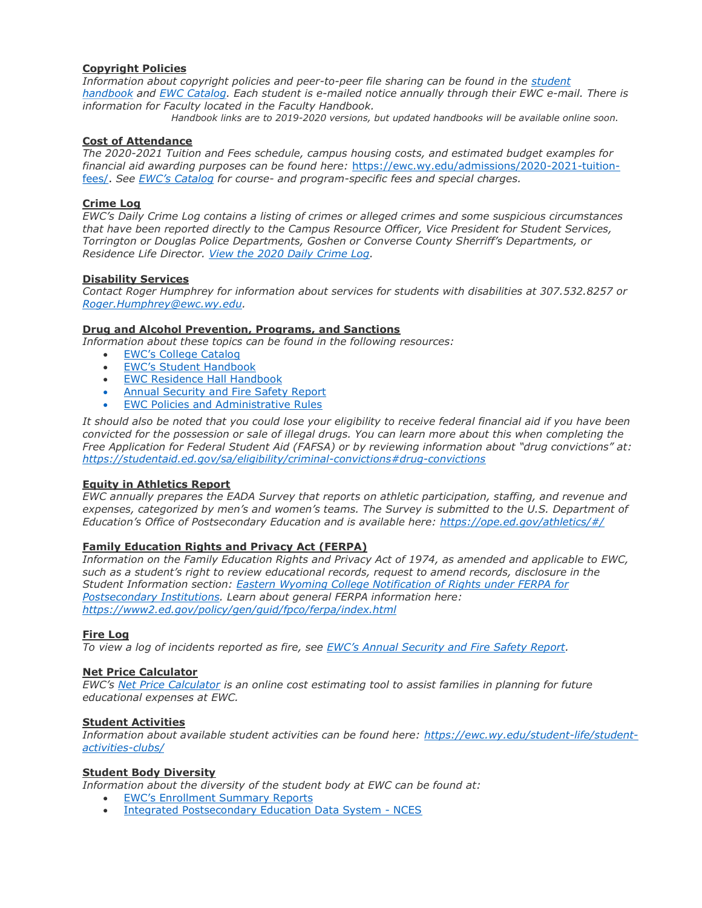**Copyright Policies**

*Information about copyright policies and peer-to-peer file sharing can be found in the [student handbook](#) and [EWC Catalog](#). Each student is e-mailed notice annually through their EWC e-mail. There is information for Faculty located in the Faculty Handbook.*

*Handbook links are to 2019-2020 versions, but updated handbooks will be available online soon.*

**Cost of Attendance**

*The 2020-2021 Tuition and Fees schedule, campus housing costs, and estimated budget examples for financial aid awarding purposes can be found here:* https://ewc.wy.edu/admissions/2020-2021-tuition-fees/. *See [EWC's Catalog](#) for course- and program-specific fees and special charges.*

**Crime Log**

*EWC's Daily Crime Log contains a listing of crimes or alleged crimes and some suspicious circumstances that have been reported directly to the Campus Resource Officer, Vice President for Student Services, Torrington or Douglas Police Departments, Goshen or Converse County Sherriff's Departments, or Residence Life Director. [View the 2020 Daily Crime Log](#).*

**Disability Services**

*Contact Roger Humphrey for information about services for students with disabilities at 307.532.8257 or [Roger.Humphrey@ewc.wy.edu](mailto:Roger.Humphrey@ewc.wy.edu).*

**Drug and Alcohol Prevention, Programs, and Sanctions**

*Information about these topics can be found in the following resources:*

- EWC's College Catalog
- EWC's Student Handbook
- EWC Residence Hall Handbook
- Annual Security and Fire Safety Report
- EWC Policies and Administrative Rules

*It should also be noted that you could lose your eligibility to receive federal financial aid if you have been convicted for the possession or sale of illegal drugs. You can learn more about this when completing the Free Application for Federal Student Aid (FAFSA) or by reviewing information about "drug convictions" at: https://studentaid.ed.gov/sa/eligibility/criminal-convictions#drug-convictions*

**Equity in Athletics Report**

*EWC annually prepares the EADA Survey that reports on athletic participation, staffing, and revenue and expenses, categorized by men's and women's teams. The Survey is submitted to the U.S. Department of Education's Office of Postsecondary Education and is available here: https://ope.ed.gov/athletics/#/*

**Family Education Rights and Privacy Act (FERPA)**

*Information on the Family Education Rights and Privacy Act of 1974, as amended and applicable to EWC, such as a student's right to review educational records, request to amend records, disclosure in the Student Information section: [Eastern Wyoming College Notification of Rights under FERPA for Postsecondary Institutions](#). Learn about general FERPA information here: https://www2.ed.gov/policy/gen/guid/fpco/ferpa/index.html*

**Fire Log**

*To view a log of incidents reported as fire, see [EWC's Annual Security and Fire Safety Report](#).*

**Net Price Calculator**

*EWC's [Net Price Calculator](#) is an online cost estimating tool to assist families in planning for future educational expenses at EWC.*

**Student Activities**

*Information about available student activities can be found here: https://ewc.wy.edu/student-life/student-activities-clubs/*

**Student Body Diversity**

*Information about the diversity of the student body at EWC can be found at:*

- EWC's Enrollment Summary Reports
- Integrated Postsecondary Education Data System - NCES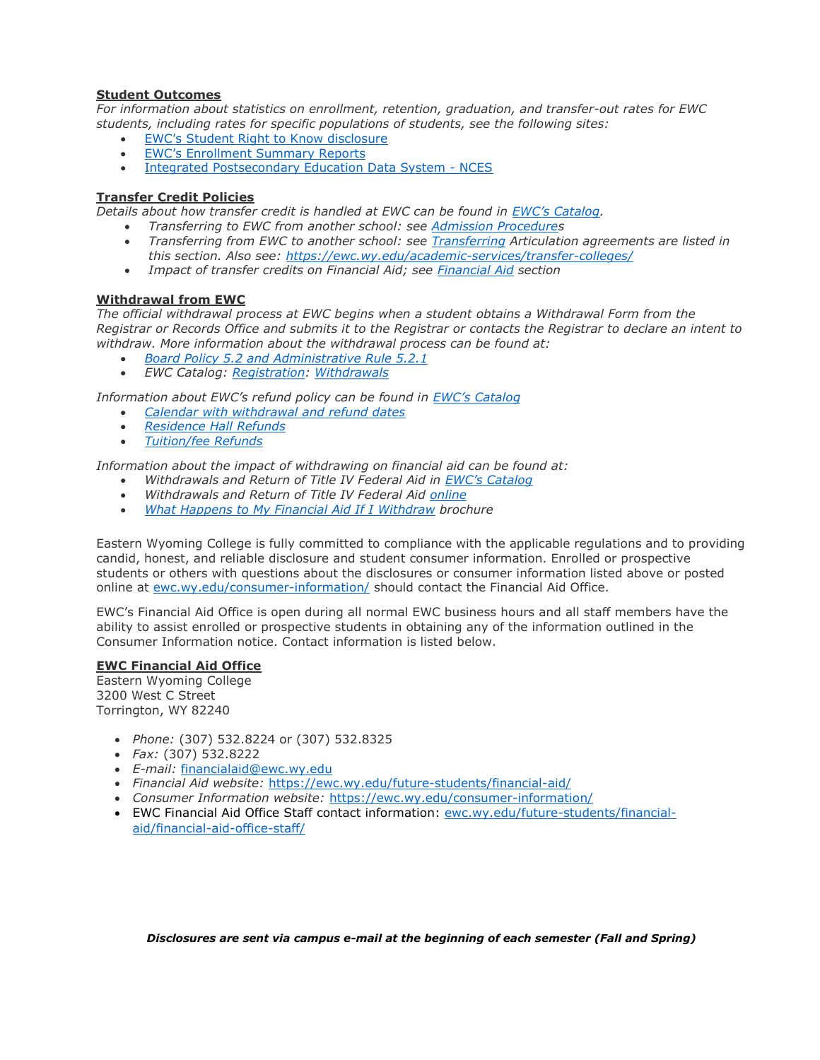## Student Outcomes

*For information about statistics on enrollment, retention, graduation, and transfer-out rates for EWC students, including rates for specific populations of students, see the following sites:*

- EWC's Student Right to Know disclosure
- EWC's Enrollment Summary Reports
- Integrated Postsecondary Education Data System - NCES

## Transfer Credit Policies

*Details about how transfer credit is handled at EWC can be found in EWC's Catalog.*

- *Transferring to EWC from another school: see Admission Procedures*
- *Transferring from EWC to another school: see Transferring Articulation agreements are listed in this section. Also see: https://ewc.wy.edu/academic-services/transfer-colleges/*
- *Impact of transfer credits on Financial Aid; see Financial Aid section*

## Withdrawal from EWC

*The official withdrawal process at EWC begins when a student obtains a Withdrawal Form from the Registrar or Records Office and submits it to the Registrar or contacts the Registrar to declare an intent to withdraw. More information about the withdrawal process can be found at:*

- *Board Policy 5.2 and Administrative Rule 5.2.1*
- *EWC Catalog: Registration: Withdrawals*

*Information about EWC's refund policy can be found in EWC's Catalog*

- *Calendar with withdrawal and refund dates*
- *Residence Hall Refunds*
- *Tuition/fee Refunds*

*Information about the impact of withdrawing on financial aid can be found at:*

- *Withdrawals and Return of Title IV Federal Aid in EWC's Catalog*
- *Withdrawals and Return of Title IV Federal Aid online*
- *What Happens to My Financial Aid If I Withdraw brochure*

Eastern Wyoming College is fully committed to compliance with the applicable regulations and to providing candid, honest, and reliable disclosure and student consumer information. Enrolled or prospective students or others with questions about the disclosures or consumer information listed above or posted online at ewc.wy.edu/consumer-information/ should contact the Financial Aid Office.

EWC's Financial Aid Office is open during all normal EWC business hours and all staff members have the ability to assist enrolled or prospective students in obtaining any of the information outlined in the Consumer Information notice. Contact information is listed below.

## EWC Financial Aid Office

Eastern Wyoming College
3200 West C Street
Torrington, WY 82240

- *Phone:* (307) 532.8224 or (307) 532.8325
- *Fax:* (307) 532.8222
- *E-mail:* financialaid@ewc.wy.edu
- *Financial Aid website:* https://ewc.wy.edu/future-students/financial-aid/
- *Consumer Information website:* https://ewc.wy.edu/consumer-information/
- EWC Financial Aid Office Staff contact information: ewc.wy.edu/future-students/financial-aid/financial-aid-office-staff/

***Disclosures are sent via campus e-mail at the beginning of each semester (Fall and Spring)***